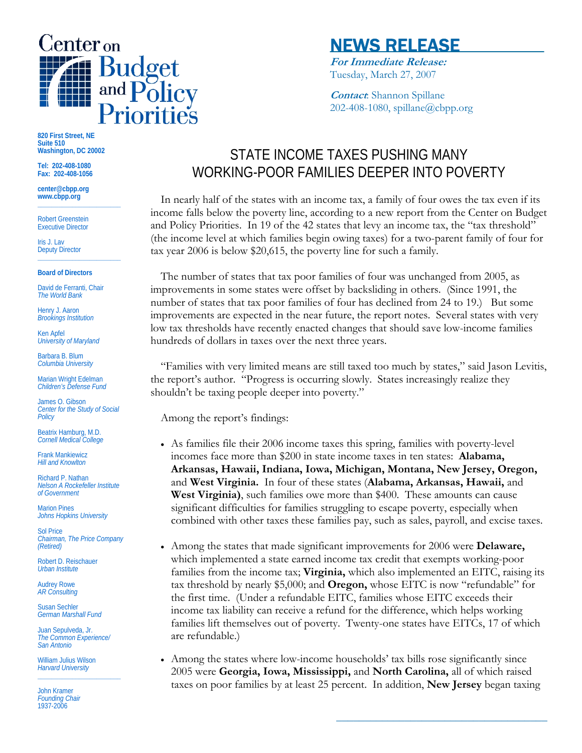# Center on Budget and Policy Priorities

820 First Street, NE
Suite 510
Washington, DC 20002

Tel: 202-408-1080
Fax: 202-408-1056

center@cbpp.org
www.cbpp.org

Robert Greenstein
Executive Director

Iris J. Lav
Deputy Director

**Board of Directors**

David de Ferranti, Chair
*The World Bank*

Henry J. Aaron
*Brookings Institution*

Ken Apfel
*University of Maryland*

Barbara B. Blum
*Columbia University*

Marian Wright Edelman
*Children's Defense Fund*

James O. Gibson
*Center for the Study of Social Policy*

Beatrix Hamburg, M.D.
*Cornell Medical College*

Frank Mankiewicz
*Hill and Knowlton*

Richard P. Nathan
*Nelson A Rockefeller Institute of Government*

Marion Pines
*Johns Hopkins University*

Sol Price
*Chairman, The Price Company (Retired)*

Robert D. Reischauer
*Urban Institute*

Audrey Rowe
*AR Consulting*

Susan Sechler
*German Marshall Fund*

Juan Sepulveda, Jr.
*The Common Experience/ San Antonio*

William Julius Wilson
*Harvard University*

John Kramer
*Founding Chair*
1937-2006

## NEWS RELEASE

***For Immediate Release:***
Tuesday, March 27, 2007

***Contact***: Shannon Spillane
202-408-1080, spillane@cbpp.org

# STATE INCOME TAXES PUSHING MANY WORKING-POOR FAMILIES DEEPER INTO POVERTY

In nearly half of the states with an income tax, a family of four owes the tax even if its income falls below the poverty line, according to a new report from the Center on Budget and Policy Priorities. In 19 of the 42 states that levy an income tax, the "tax threshold" (the income level at which families begin owing taxes) for a two-parent family of four for tax year 2006 is below $20,615, the poverty line for such a family.

The number of states that tax poor families of four was unchanged from 2005, as improvements in some states were offset by backsliding in others. (Since 1991, the number of states that tax poor families of four has declined from 24 to 19.) But some improvements are expected in the near future, the report notes. Several states with very low tax thresholds have recently enacted changes that should save low-income families hundreds of dollars in taxes over the next three years.

"Families with very limited means are still taxed too much by states," said Jason Levitis, the report's author. "Progress is occurring slowly. States increasingly realize they shouldn't be taxing people deeper into poverty."

Among the report's findings:

- As families file their 2006 income taxes this spring, families with poverty-level incomes face more than $200 in state income taxes in ten states: **Alabama, Arkansas, Hawaii, Indiana, Iowa, Michigan, Montana, New Jersey, Oregon,** and **West Virginia.** In four of these states (**Alabama, Arkansas, Hawaii,** and **West Virginia)**, such families owe more than $400. These amounts can cause significant difficulties for families struggling to escape poverty, especially when combined with other taxes these families pay, such as sales, payroll, and excise taxes.

- Among the states that made significant improvements for 2006 were **Delaware,** which implemented a state earned income tax credit that exempts working-poor families from the income tax; **Virginia,** which also implemented an EITC, raising its tax threshold by nearly $5,000; and **Oregon,** whose EITC is now "refundable" for the first time. (Under a refundable EITC, families whose EITC exceeds their income tax liability can receive a refund for the difference, which helps working families lift themselves out of poverty. Twenty-one states have EITCs, 17 of which are refundable.)

- Among the states where low-income households' tax bills rose significantly since 2005 were **Georgia, Iowa, Mississippi,** and **North Carolina,** all of which raised taxes on poor families by at least 25 percent. In addition, **New Jersey** began taxing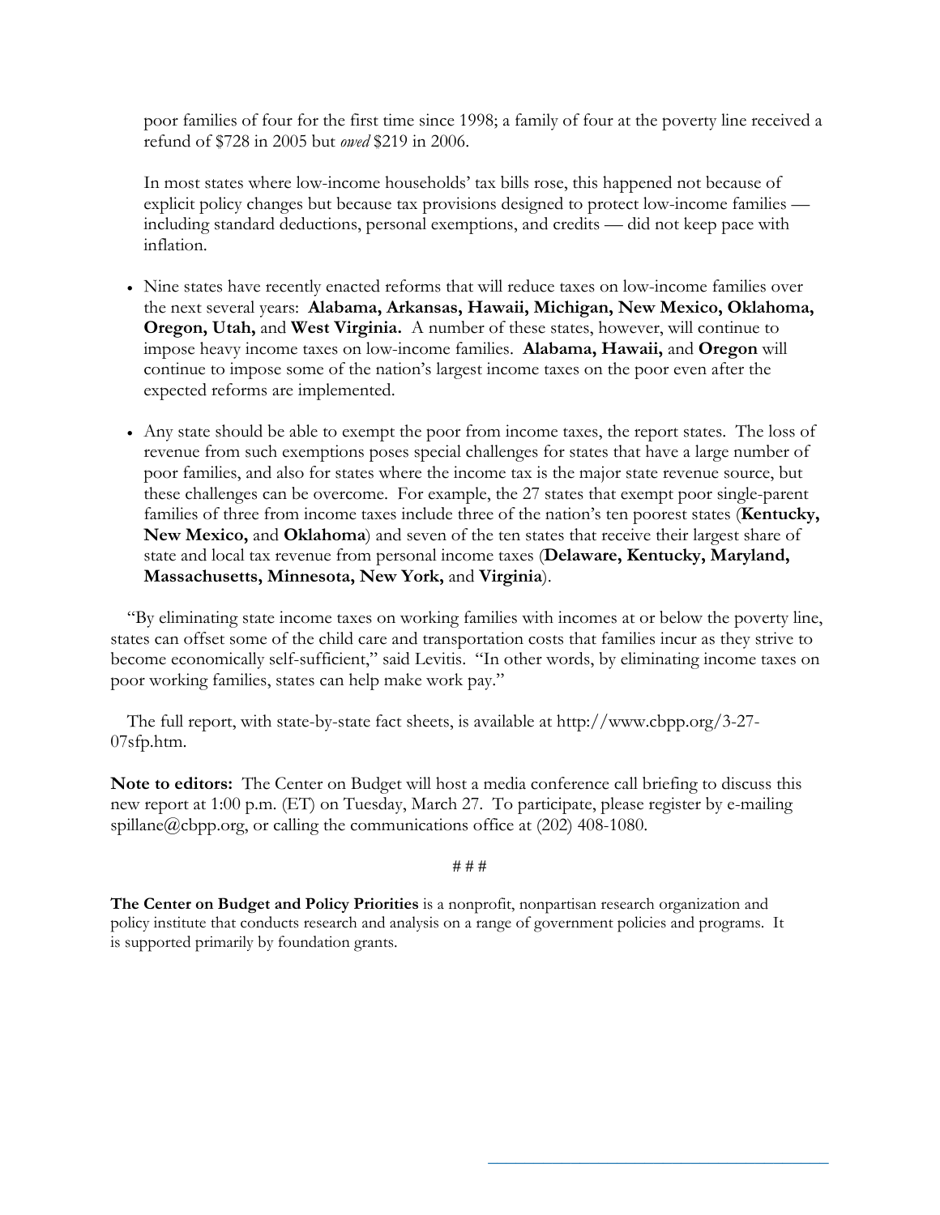poor families of four for the first time since 1998; a family of four at the poverty line received a refund of $728 in 2005 but *owed* $219 in 2006.

In most states where low-income households' tax bills rose, this happened not because of explicit policy changes but because tax provisions designed to protect low-income families — including standard deductions, personal exemptions, and credits — did not keep pace with inflation.

- Nine states have recently enacted reforms that will reduce taxes on low-income families over the next several years: **Alabama, Arkansas, Hawaii, Michigan, New Mexico, Oklahoma, Oregon, Utah,** and **West Virginia.** A number of these states, however, will continue to impose heavy income taxes on low-income families. **Alabama, Hawaii,** and **Oregon** will continue to impose some of the nation's largest income taxes on the poor even after the expected reforms are implemented.

- Any state should be able to exempt the poor from income taxes, the report states. The loss of revenue from such exemptions poses special challenges for states that have a large number of poor families, and also for states where the income tax is the major state revenue source, but these challenges can be overcome. For example, the 27 states that exempt poor single-parent families of three from income taxes include three of the nation's ten poorest states (**Kentucky, New Mexico,** and **Oklahoma**) and seven of the ten states that receive their largest share of state and local tax revenue from personal income taxes (**Delaware, Kentucky, Maryland, Massachusetts, Minnesota, New York,** and **Virginia**).

"By eliminating state income taxes on working families with incomes at or below the poverty line, states can offset some of the child care and transportation costs that families incur as they strive to become economically self-sufficient," said Levitis. "In other words, by eliminating income taxes on poor working families, states can help make work pay."

The full report, with state-by-state fact sheets, is available at http://www.cbpp.org/3-27-07sfp.htm.

**Note to editors:** The Center on Budget will host a media conference call briefing to discuss this new report at 1:00 p.m. (ET) on Tuesday, March 27. To participate, please register by e-mailing spillane@cbpp.org, or calling the communications office at (202) 408-1080.

# # #

**The Center on Budget and Policy Priorities** is a nonprofit, nonpartisan research organization and policy institute that conducts research and analysis on a range of government policies and programs. It is supported primarily by foundation grants.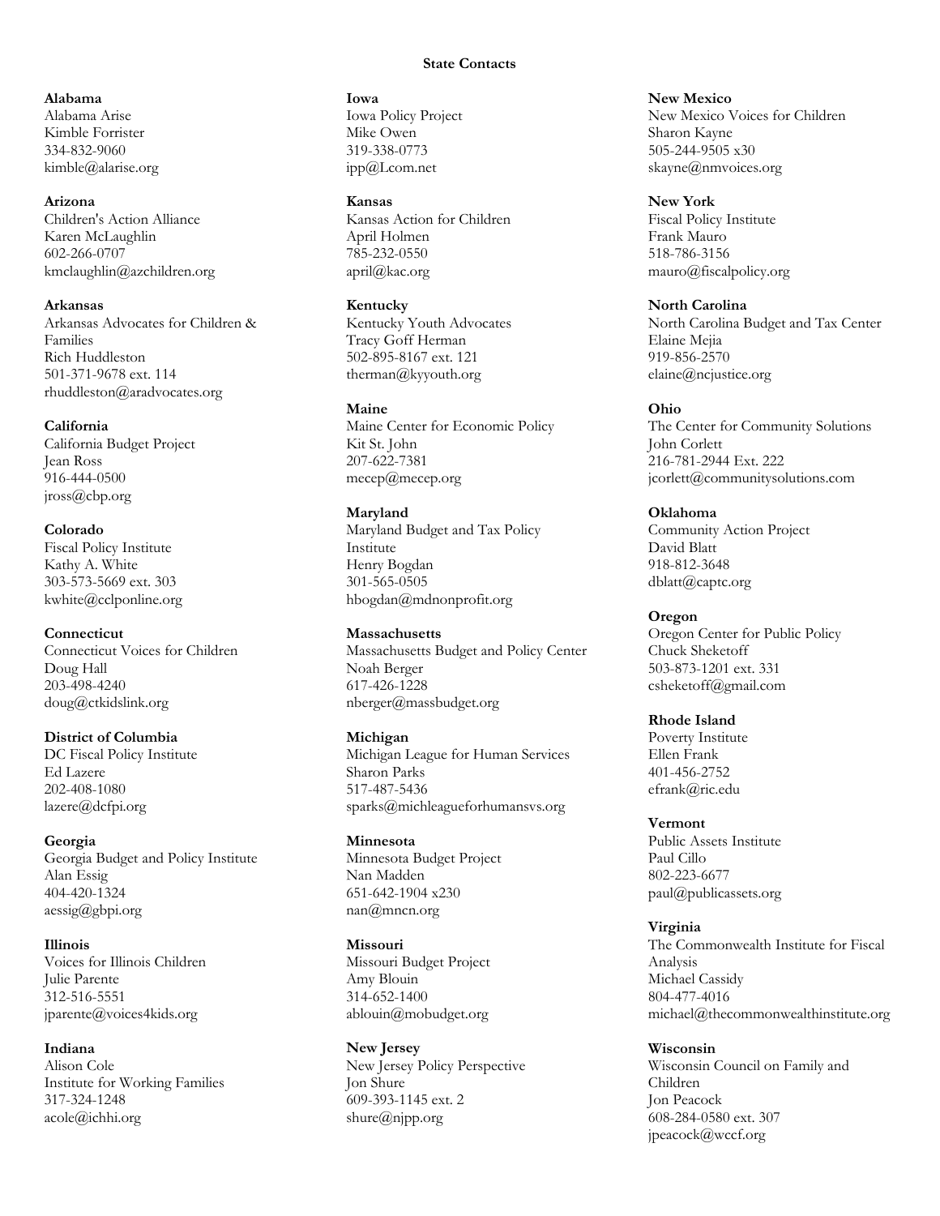## State Contacts

**Alabama**
Alabama Arise
Kimble Forrister
334-832-9060
kimble@alarise.org

**Arizona**
Children's Action Alliance
Karen McLaughlin
602-266-0707
kmclaughlin@azchildren.org

**Arkansas**
Arkansas Advocates for Children & Families
Rich Huddleston
501-371-9678 ext. 114
rhuddleston@aradvocates.org

**California**
California Budget Project
Jean Ross
916-444-0500
jross@cbp.org

**Colorado**
Fiscal Policy Institute
Kathy A. White
303-573-5669 ext. 303
kwhite@cclponline.org

**Connecticut**
Connecticut Voices for Children
Doug Hall
203-498-4240
doug@ctkidslink.org

**District of Columbia**
DC Fiscal Policy Institute
Ed Lazere
202-408-1080
lazere@dcfpi.org

**Georgia**
Georgia Budget and Policy Institute
Alan Essig
404-420-1324
aessig@gbpi.org

**Illinois**
Voices for Illinois Children
Julie Parente
312-516-5551
jparente@voices4kids.org

**Indiana**
Alison Cole
Institute for Working Families
317-324-1248
acole@ichhi.org

**Iowa**
Iowa Policy Project
Mike Owen
319-338-0773
ipp@Lcom.net

**Kansas**
Kansas Action for Children
April Holmen
785-232-0550
april@kac.org

**Kentucky**
Kentucky Youth Advocates
Tracy Goff Herman
502-895-8167 ext. 121
therman@kyyouth.org

**Maine**
Maine Center for Economic Policy
Kit St. John
207-622-7381
mecep@mecep.org

**Maryland**
Maryland Budget and Tax Policy Institute
Henry Bogdan
301-565-0505
hbogdan@mdnonprofit.org

**Massachusetts**
Massachusetts Budget and Policy Center
Noah Berger
617-426-1228
nberger@massbudget.org

**Michigan**
Michigan League for Human Services
Sharon Parks
517-487-5436
sparks@michleagueforhumansvs.org

**Minnesota**
Minnesota Budget Project
Nan Madden
651-642-1904 x230
nan@mncn.org

**Missouri**
Missouri Budget Project
Amy Blouin
314-652-1400
ablouin@mobudget.org

**New Jersey**
New Jersey Policy Perspective
Jon Shure
609-393-1145 ext. 2
shure@njpp.org

**New Mexico**
New Mexico Voices for Children
Sharon Kayne
505-244-9505 x30
skayne@nmvoices.org

**New York**
Fiscal Policy Institute
Frank Mauro
518-786-3156
mauro@fiscalpolicy.org

**North Carolina**
North Carolina Budget and Tax Center
Elaine Mejia
919-856-2570
elaine@ncjustice.org

**Ohio**
The Center for Community Solutions
John Corlett
216-781-2944 Ext. 222
jcorlett@communitysolutions.com

**Oklahoma**
Community Action Project
David Blatt
918-812-3648
dblatt@captc.org

**Oregon**
Oregon Center for Public Policy
Chuck Sheketoff
503-873-1201 ext. 331
csheketoff@gmail.com

**Rhode Island**
Poverty Institute
Ellen Frank
401-456-2752
efrank@ric.edu

**Vermont**
Public Assets Institute
Paul Cillo
802-223-6677
paul@publicassets.org

**Virginia**
The Commonwealth Institute for Fiscal Analysis
Michael Cassidy
804-477-4016
michael@thecommonwealthinstitute.org

**Wisconsin**
Wisconsin Council on Family and Children
Jon Peacock
608-284-0580 ext. 307
jpeacock@wccf.org